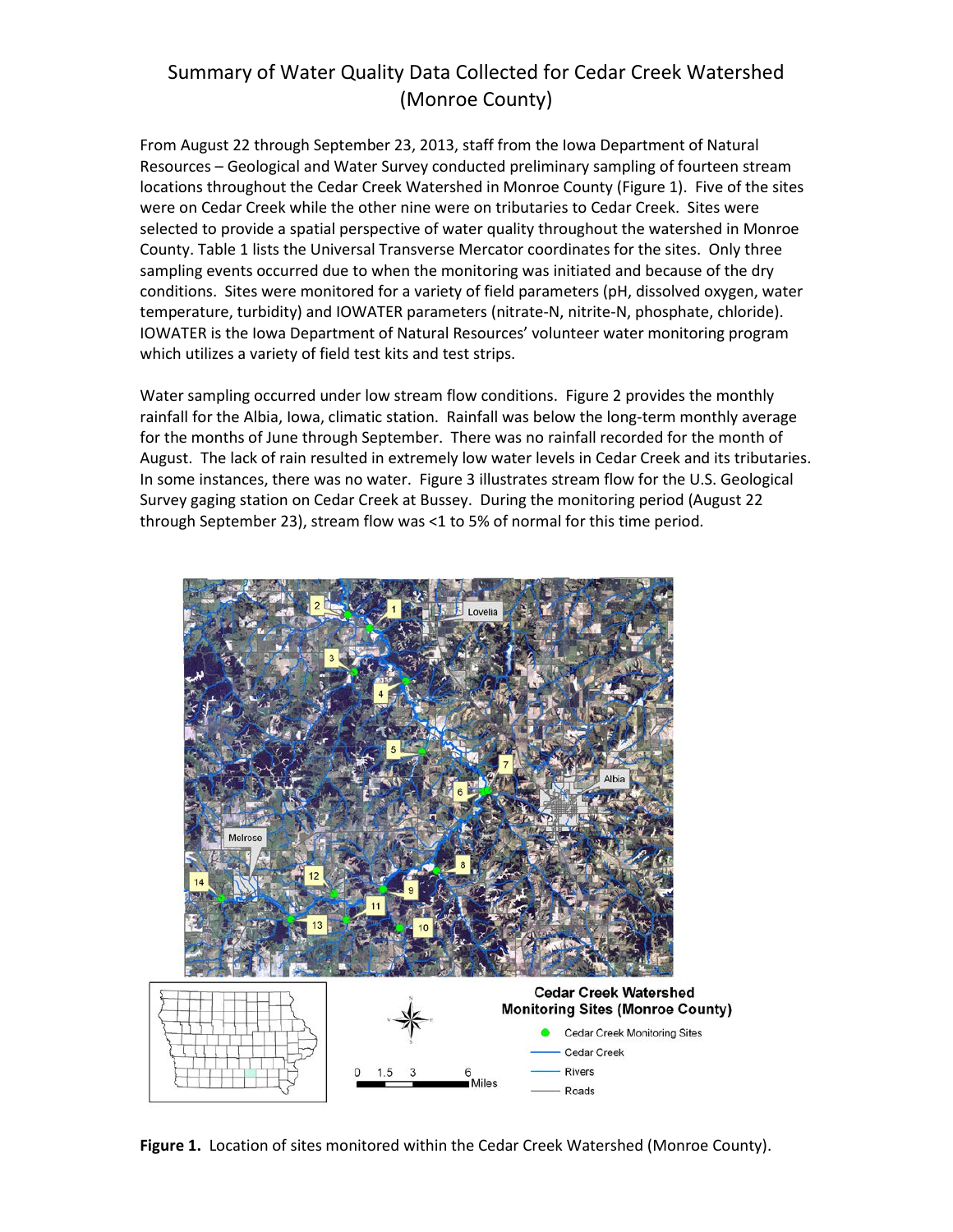# Summary of Water Quality Data Collected for Cedar Creek Watershed (Monroe County)

From August 22 through September 23, 2013, staff from the Iowa Department of Natural Resources – Geological and Water Survey conducted preliminary sampling of fourteen stream locations throughout the Cedar Creek Watershed in Monroe County (Figure 1). Five of the sites were on Cedar Creek while the other nine were on tributaries to Cedar Creek. Sites were selected to provide a spatial perspective of water quality throughout the watershed in Monroe County. Table 1 lists the Universal Transverse Mercator coordinates for the sites. Only three sampling events occurred due to when the monitoring was initiated and because of the dry conditions. Sites were monitored for a variety of field parameters (pH, dissolved oxygen, water temperature, turbidity) and IOWATER parameters (nitrate-N, nitrite-N, phosphate, chloride). IOWATER is the Iowa Department of Natural Resources' volunteer water monitoring program which utilizes a variety of field test kits and test strips.

Water sampling occurred under low stream flow conditions. Figure 2 provides the monthly rainfall for the Albia, Iowa, climatic station. Rainfall was below the long-term monthly average for the months of June through September. There was no rainfall recorded for the month of August. The lack of rain resulted in extremely low water levels in Cedar Creek and its tributaries. In some instances, there was no water. Figure 3 illustrates stream flow for the U.S. Geological Survey gaging station on Cedar Creek at Bussey. During the monitoring period (August 22 through September 23), stream flow was <1 to 5% of normal for this time period.

**Figure 1.** Location of sites monitored within the Cedar Creek Watershed (Monroe County).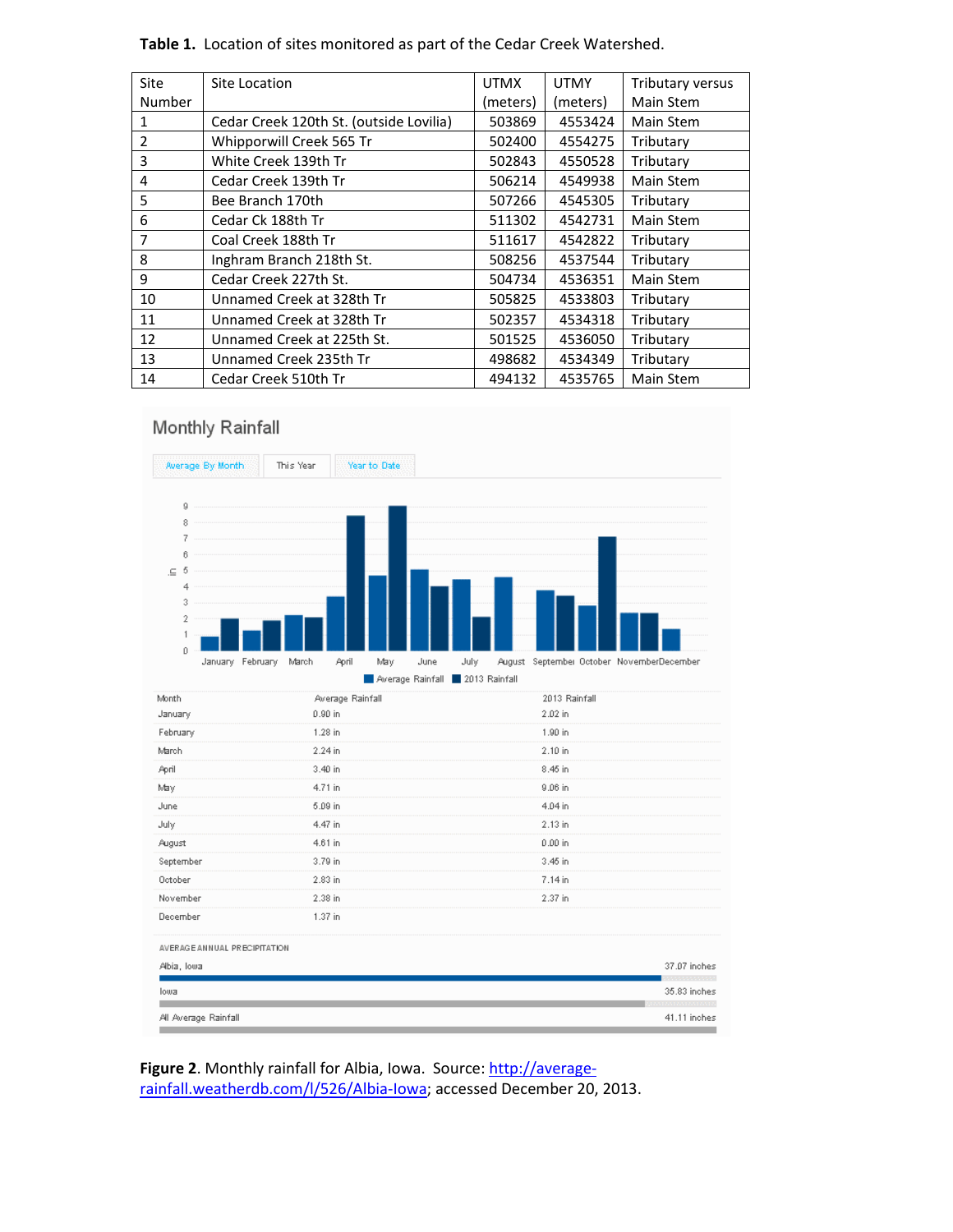**Table 1.** Location of sites monitored as part of the Cedar Creek Watershed.

| Site Number | Site Location | UTMX (meters) | UTMY (meters) | Tributary versus Main Stem |
|---|---|---|---|---|
| 1 | Cedar Creek 120th St. (outside Lovilia) | 503869 | 4553424 | Main Stem |
| 2 | Whipporwill Creek 565 Tr | 502400 | 4554275 | Tributary |
| 3 | White Creek 139th Tr | 502843 | 4550528 | Tributary |
| 4 | Cedar Creek 139th Tr | 506214 | 4549938 | Main Stem |
| 5 | Bee Branch 170th | 507266 | 4545305 | Tributary |
| 6 | Cedar Ck 188th Tr | 511302 | 4542731 | Main Stem |
| 7 | Coal Creek 188th Tr | 511617 | 4542822 | Tributary |
| 8 | Inghram Branch 218th St. | 508256 | 4537544 | Tributary |
| 9 | Cedar Creek 227th St. | 504734 | 4536351 | Main Stem |
| 10 | Unnamed Creek at 328th Tr | 505825 | 4533803 | Tributary |
| 11 | Unnamed Creek at 328th Tr | 502357 | 4534318 | Tributary |
| 12 | Unnamed Creek at 225th St. | 501525 | 4536050 | Tributary |
| 13 | Unnamed Creek 235th Tr | 498682 | 4534349 | Tributary |
| 14 | Cedar Creek 510th Tr | 494132 | 4535765 | Main Stem |

Monthly Rainfall

| Month | Average Rainfall | 2013 Rainfall |
|---|---|---|
| January | 0.90 in | 2.02 in |
| February | 1.28 in | 1.90 in |
| March | 2.24 in | 2.10 in |
| April | 3.40 in | 8.45 in |
| May | 4.71 in | 9.06 in |
| June | 5.09 in | 4.04 in |
| July | 4.47 in | 2.13 in |
| August | 4.61 in | 0.00 in |
| September | 3.79 in | 3.45 in |
| October | 2.83 in | 7.14 in |
| November | 2.38 in | 2.37 in |
| December | 1.37 in | |

AVERAGE ANNUAL PRECIPITATION

| Location | Precipitation |
|---|---|
| Albia, Iowa | 37.07 inches |
| Iowa | 35.83 inches |
| All Average Rainfall | 41.11 inches |

**Figure 2**. Monthly rainfall for Albia, Iowa. Source: http://average-rainfall.weatherdb.com/l/526/Albia-Iowa; accessed December 20, 2013.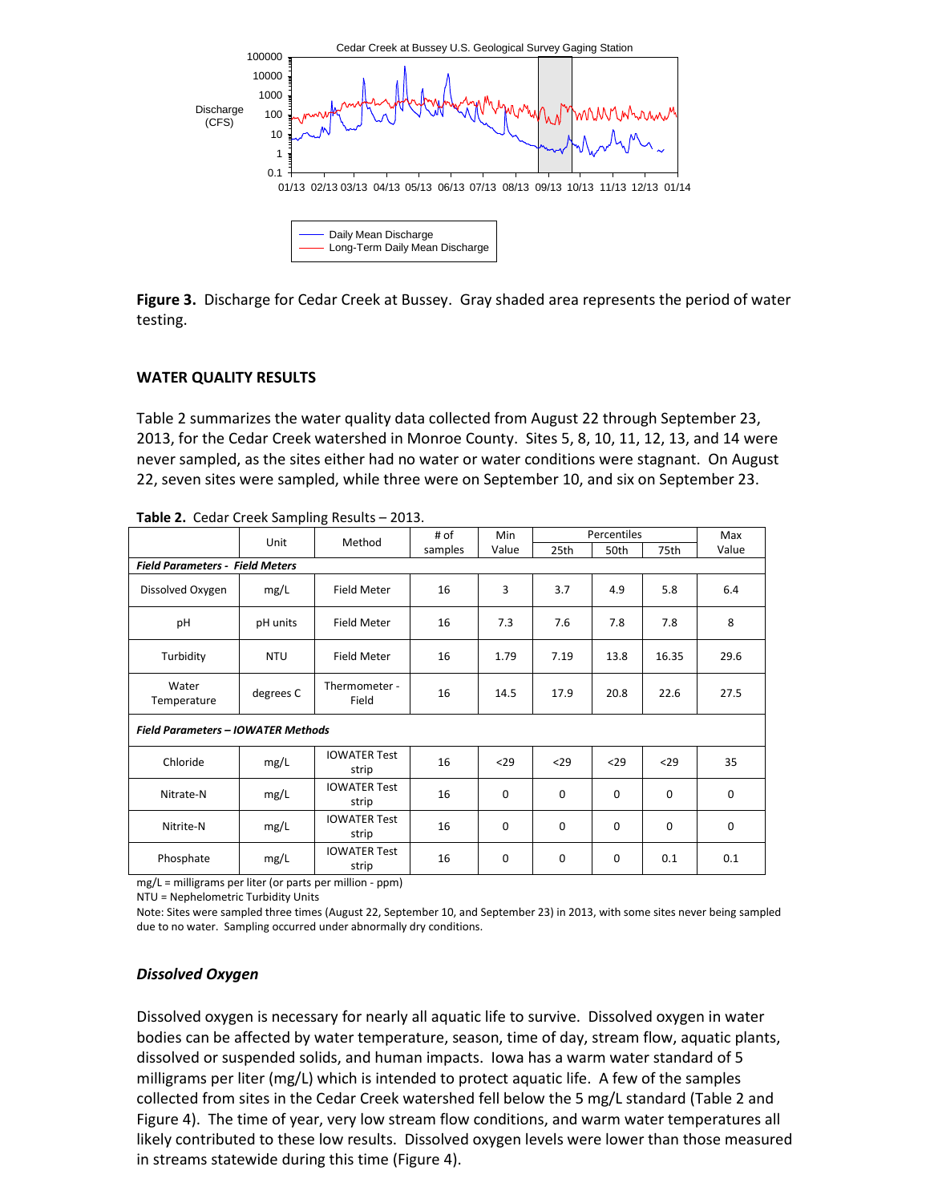**Figure 3.** Discharge for Cedar Creek at Bussey. Gray shaded area represents the period of water testing.

### WATER QUALITY RESULTS

Table 2 summarizes the water quality data collected from August 22 through September 23, 2013, for the Cedar Creek watershed in Monroe County. Sites 5, 8, 10, 11, 12, 13, and 14 were never sampled, as the sites either had no water or water conditions were stagnant. On August 22, seven sites were sampled, while three were on September 10, and six on September 23.

**Table 2.** Cedar Creek Sampling Results – 2013.

| | Unit | Method | # of samples | Min Value | Percentiles | | | Max Value |
|---|---|---|---|---|---|---|---|---|
| | | | | | 25th | 50th | 75th | |
| ***Field Parameters - Field Meters*** | | | | | | | | |
| Dissolved Oxygen | mg/L | Field Meter | 16 | 3 | 3.7 | 4.9 | 5.8 | 6.4 |
| pH | pH units | Field Meter | 16 | 7.3 | 7.6 | 7.8 | 7.8 | 8 |
| Turbidity | NTU | Field Meter | 16 | 1.79 | 7.19 | 13.8 | 16.35 | 29.6 |
| Water Temperature | degrees C | Thermometer - Field | 16 | 14.5 | 17.9 | 20.8 | 22.6 | 27.5 |
| ***Field Parameters – IOWATER Methods*** | | | | | | | | |
| Chloride | mg/L | IOWATER Test strip | 16 | <29 | <29 | <29 | <29 | 35 |
| Nitrate-N | mg/L | IOWATER Test strip | 16 | 0 | 0 | 0 | 0 | 0 |
| Nitrite-N | mg/L | IOWATER Test strip | 16 | 0 | 0 | 0 | 0 | 0 |
| Phosphate | mg/L | IOWATER Test strip | 16 | 0 | 0 | 0 | 0.1 | 0.1 |

mg/L = milligrams per liter (or parts per million - ppm)
NTU = Nephelometric Turbidity Units
Note: Sites were sampled three times (August 22, September 10, and September 23) in 2013, with some sites never being sampled due to no water. Sampling occurred under abnormally dry conditions.

#### *Dissolved Oxygen*

Dissolved oxygen is necessary for nearly all aquatic life to survive. Dissolved oxygen in water bodies can be affected by water temperature, season, time of day, stream flow, aquatic plants, dissolved or suspended solids, and human impacts. Iowa has a warm water standard of 5 milligrams per liter (mg/L) which is intended to protect aquatic life. A few of the samples collected from sites in the Cedar Creek watershed fell below the 5 mg/L standard (Table 2 and Figure 4). The time of year, very low stream flow conditions, and warm water temperatures all likely contributed to these low results. Dissolved oxygen levels were lower than those measured in streams statewide during this time (Figure 4).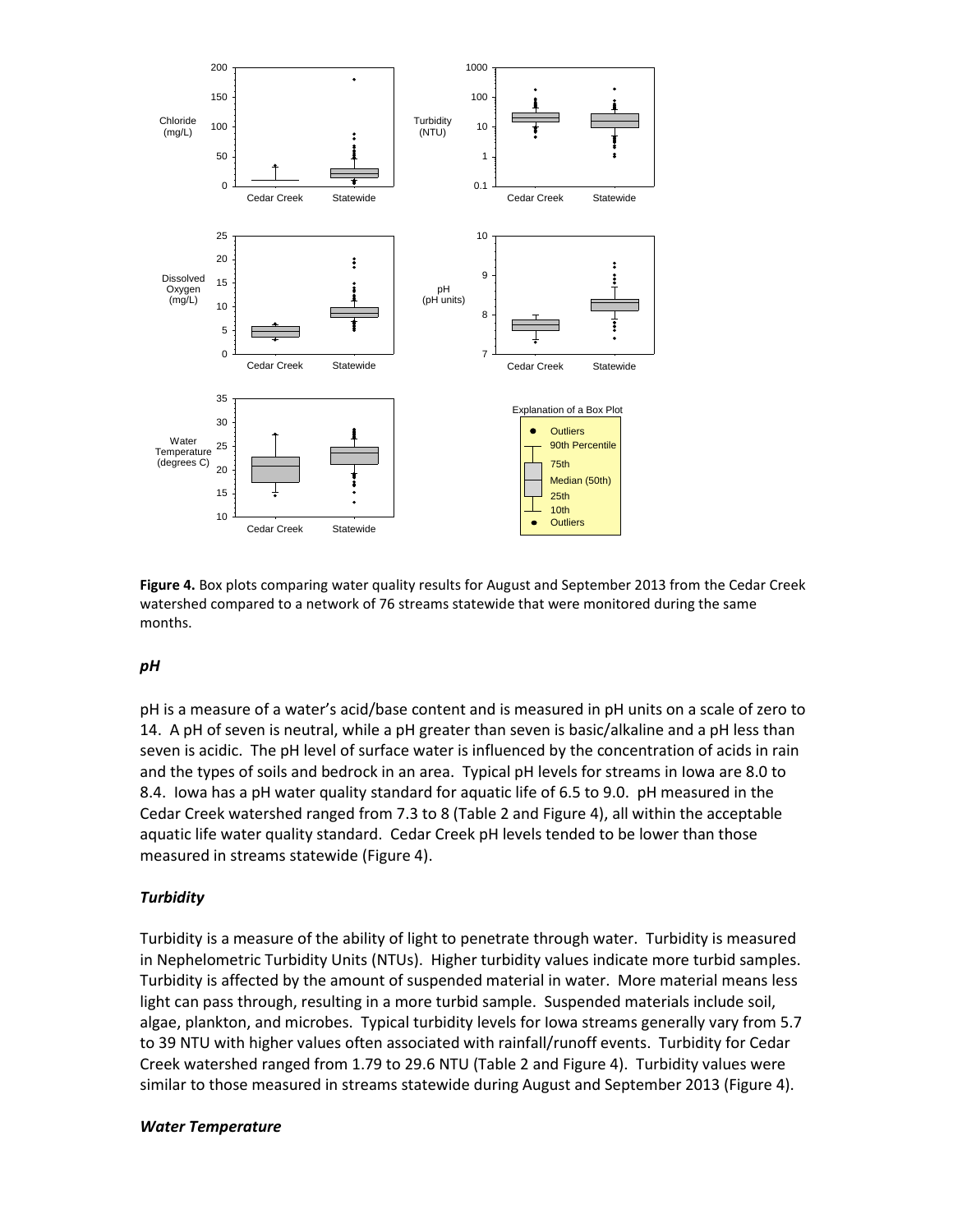**Figure 4.** Box plots comparing water quality results for August and September 2013 from the Cedar Creek watershed compared to a network of 76 streams statewide that were monitored during the same months.

### *pH*

pH is a measure of a water's acid/base content and is measured in pH units on a scale of zero to 14. A pH of seven is neutral, while a pH greater than seven is basic/alkaline and a pH less than seven is acidic. The pH level of surface water is influenced by the concentration of acids in rain and the types of soils and bedrock in an area. Typical pH levels for streams in Iowa are 8.0 to 8.4. Iowa has a pH water quality standard for aquatic life of 6.5 to 9.0. pH measured in the Cedar Creek watershed ranged from 7.3 to 8 (Table 2 and Figure 4), all within the acceptable aquatic life water quality standard. Cedar Creek pH levels tended to be lower than those measured in streams statewide (Figure 4).

### *Turbidity*

Turbidity is a measure of the ability of light to penetrate through water. Turbidity is measured in Nephelometric Turbidity Units (NTUs). Higher turbidity values indicate more turbid samples. Turbidity is affected by the amount of suspended material in water. More material means less light can pass through, resulting in a more turbid sample. Suspended materials include soil, algae, plankton, and microbes. Typical turbidity levels for Iowa streams generally vary from 5.7 to 39 NTU with higher values often associated with rainfall/runoff events. Turbidity for Cedar Creek watershed ranged from 1.79 to 29.6 NTU (Table 2 and Figure 4). Turbidity values were similar to those measured in streams statewide during August and September 2013 (Figure 4).

### *Water Temperature*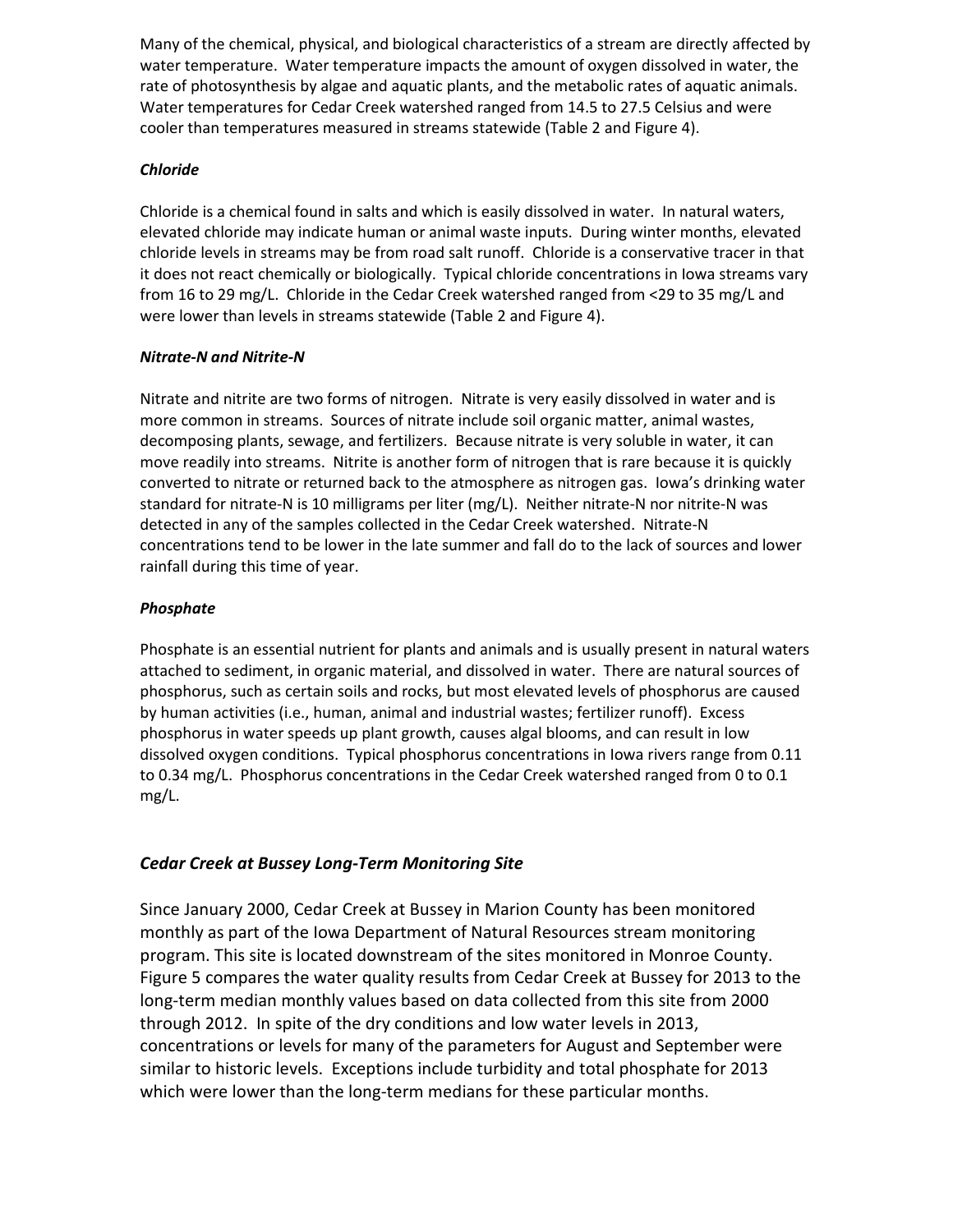Many of the chemical, physical, and biological characteristics of a stream are directly affected by water temperature. Water temperature impacts the amount of oxygen dissolved in water, the rate of photosynthesis by algae and aquatic plants, and the metabolic rates of aquatic animals. Water temperatures for Cedar Creek watershed ranged from 14.5 to 27.5 Celsius and were cooler than temperatures measured in streams statewide (Table 2 and Figure 4).

***Chloride***

Chloride is a chemical found in salts and which is easily dissolved in water. In natural waters, elevated chloride may indicate human or animal waste inputs. During winter months, elevated chloride levels in streams may be from road salt runoff. Chloride is a conservative tracer in that it does not react chemically or biologically. Typical chloride concentrations in Iowa streams vary from 16 to 29 mg/L. Chloride in the Cedar Creek watershed ranged from <29 to 35 mg/L and were lower than levels in streams statewide (Table 2 and Figure 4).

***Nitrate-N and Nitrite-N***

Nitrate and nitrite are two forms of nitrogen. Nitrate is very easily dissolved in water and is more common in streams. Sources of nitrate include soil organic matter, animal wastes, decomposing plants, sewage, and fertilizers. Because nitrate is very soluble in water, it can move readily into streams. Nitrite is another form of nitrogen that is rare because it is quickly converted to nitrate or returned back to the atmosphere as nitrogen gas. Iowa's drinking water standard for nitrate-N is 10 milligrams per liter (mg/L). Neither nitrate-N nor nitrite-N was detected in any of the samples collected in the Cedar Creek watershed. Nitrate-N concentrations tend to be lower in the late summer and fall do to the lack of sources and lower rainfall during this time of year.

***Phosphate***

Phosphate is an essential nutrient for plants and animals and is usually present in natural waters attached to sediment, in organic material, and dissolved in water. There are natural sources of phosphorus, such as certain soils and rocks, but most elevated levels of phosphorus are caused by human activities (i.e., human, animal and industrial wastes; fertilizer runoff). Excess phosphorus in water speeds up plant growth, causes algal blooms, and can result in low dissolved oxygen conditions. Typical phosphorus concentrations in Iowa rivers range from 0.11 to 0.34 mg/L. Phosphorus concentrations in the Cedar Creek watershed ranged from 0 to 0.1 mg/L.

## *Cedar Creek at Bussey Long-Term Monitoring Site*

Since January 2000, Cedar Creek at Bussey in Marion County has been monitored monthly as part of the Iowa Department of Natural Resources stream monitoring program. This site is located downstream of the sites monitored in Monroe County. Figure 5 compares the water quality results from Cedar Creek at Bussey for 2013 to the long-term median monthly values based on data collected from this site from 2000 through 2012. In spite of the dry conditions and low water levels in 2013, concentrations or levels for many of the parameters for August and September were similar to historic levels. Exceptions include turbidity and total phosphate for 2013 which were lower than the long-term medians for these particular months.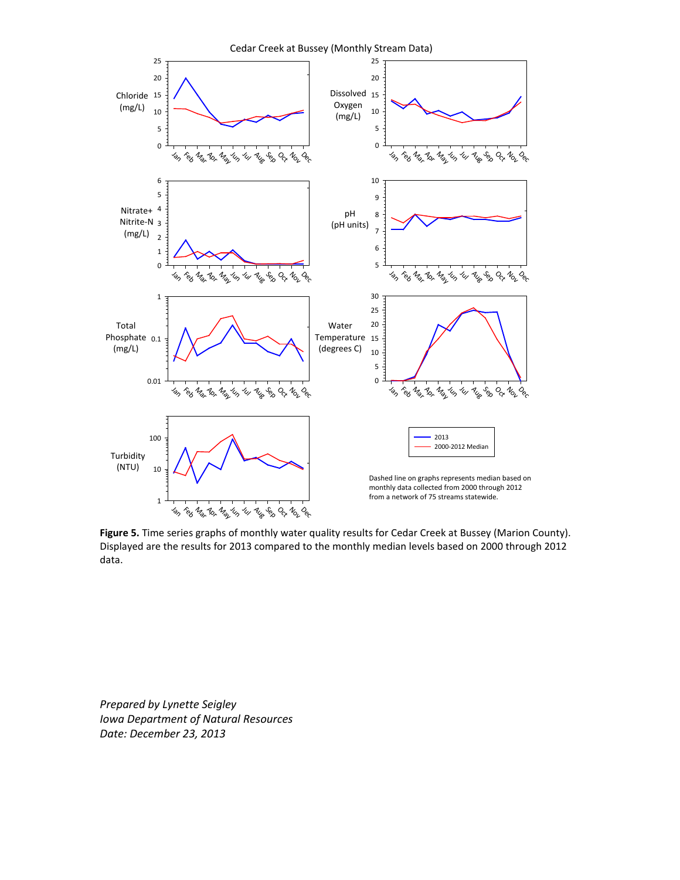Cedar Creek at Bussey (Monthly Stream Data)

Dashed line on graphs represents median based on monthly data collected from 2000 through 2012 from a network of 75 streams statewide.

**Figure 5.** Time series graphs of monthly water quality results for Cedar Creek at Bussey (Marion County). Displayed are the results for 2013 compared to the monthly median levels based on 2000 through 2012 data.

*Prepared by Lynette Seigley*
*Iowa Department of Natural Resources*
*Date: December 23, 2013*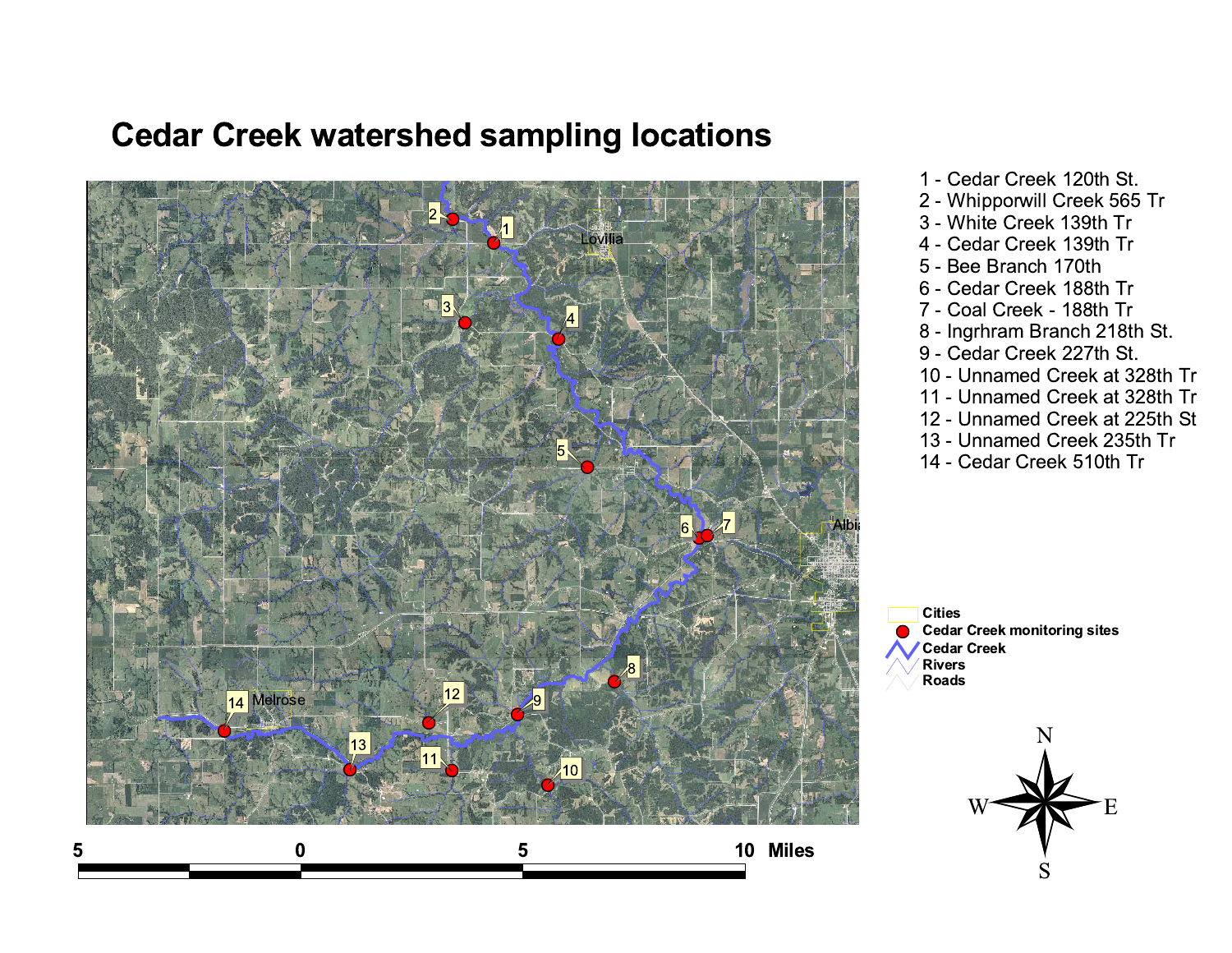# Cedar Creek watershed sampling locations

1 - Cedar Creek 120th St.
2 - Whipporwill Creek 565 Tr
3 - White Creek 139th Tr
4 - Cedar Creek 139th Tr
5 - Bee Branch 170th
6 - Cedar Creek 188th Tr
7 - Coal Creek - 188th Tr
8 - Ingrhram Branch 218th St.
9 - Cedar Creek 227th St.
10 - Unnamed Creek at 328th Tr
11 - Unnamed Creek at 328th Tr
12 - Unnamed Creek at 225th St
13 - Unnamed Creek 235th Tr
14 - Cedar Creek 510th Tr

Lovilia
Albia
Melrose

Cities
Cedar Creek monitoring sites
Cedar Creek
Rivers
Roads

N
W
E
S

5 0 5 10 Miles